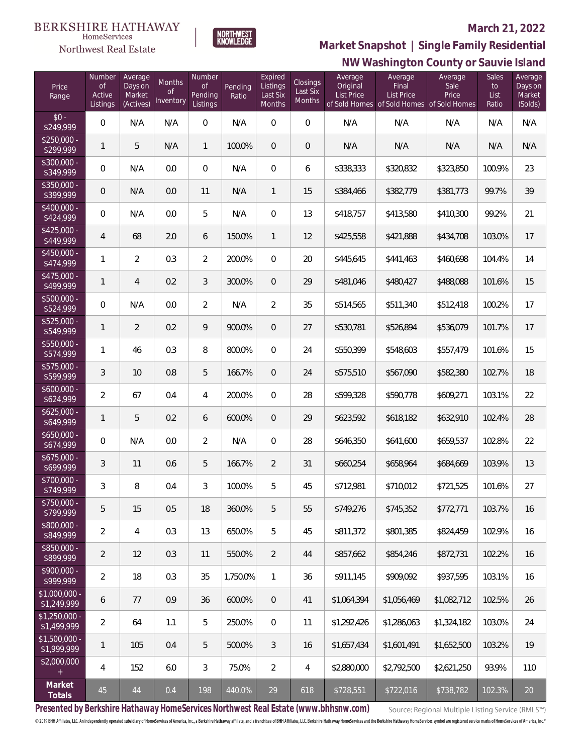BERKSHIRE HATHAWAY HomeServices Northwest Real Estate

NORTHWEST KNOWLEDGE

**March 21, 2022**

## Market Snapshot | Single Family Residential

## NW Washington County or Sauvie Island

| Price Range | Number of Active Listings | Average Days on Market (Actives) | Months of Inventory | Number of Pending Listings | Pending Ratio | Expired Listings Last Six Months | Closings Last Six Months | Average Original List Price of Sold Homes | Average Final List Price of Sold Homes | Average Sale Price of Sold Homes | Sales to List Ratio | Average Days on Market (Solds) |
|---|---|---|---|---|---|---|---|---|---|---|---|---|
| $0 - $249,999 | 0 | N/A | N/A | 0 | N/A | 0 | 0 | N/A | N/A | N/A | N/A | N/A |
| $250,000 - $299,999 | 1 | 5 | N/A | 1 | 100.0% | 0 | 0 | N/A | N/A | N/A | N/A | N/A |
| $300,000 - $349,999 | 0 | N/A | 0.0 | 0 | N/A | 0 | 6 | $338,333 | $320,832 | $323,850 | 100.9% | 23 |
| $350,000 - $399,999 | 0 | N/A | 0.0 | 11 | N/A | 1 | 15 | $384,466 | $382,779 | $381,773 | 99.7% | 39 |
| $400,000 - $424,999 | 0 | N/A | 0.0 | 5 | N/A | 0 | 13 | $418,757 | $413,580 | $410,300 | 99.2% | 21 |
| $425,000 - $449,999 | 4 | 68 | 2.0 | 6 | 150.0% | 1 | 12 | $425,558 | $421,888 | $434,708 | 103.0% | 17 |
| $450,000 - $474,999 | 1 | 2 | 0.3 | 2 | 200.0% | 0 | 20 | $445,645 | $441,463 | $460,698 | 104.4% | 14 |
| $475,000 - $499,999 | 1 | 4 | 0.2 | 3 | 300.0% | 0 | 29 | $481,046 | $480,427 | $488,088 | 101.6% | 15 |
| $500,000 - $524,999 | 0 | N/A | 0.0 | 2 | N/A | 2 | 35 | $514,565 | $511,340 | $512,418 | 100.2% | 17 |
| $525,000 - $549,999 | 1 | 2 | 0.2 | 9 | 900.0% | 0 | 27 | $530,781 | $526,894 | $536,079 | 101.7% | 17 |
| $550,000 - $574,999 | 1 | 46 | 0.3 | 8 | 800.0% | 0 | 24 | $550,399 | $548,603 | $557,479 | 101.6% | 15 |
| $575,000 - $599,999 | 3 | 10 | 0.8 | 5 | 166.7% | 0 | 24 | $575,510 | $567,090 | $582,380 | 102.7% | 18 |
| $600,000 - $624,999 | 2 | 67 | 0.4 | 4 | 200.0% | 0 | 28 | $599,328 | $590,778 | $609,271 | 103.1% | 22 |
| $625,000 - $649,999 | 1 | 5 | 0.2 | 6 | 600.0% | 0 | 29 | $623,592 | $618,182 | $632,910 | 102.4% | 28 |
| $650,000 - $674,999 | 0 | N/A | 0.0 | 2 | N/A | 0 | 28 | $646,350 | $641,600 | $659,537 | 102.8% | 22 |
| $675,000 - $699,999 | 3 | 11 | 0.6 | 5 | 166.7% | 2 | 31 | $660,254 | $658,964 | $684,669 | 103.9% | 13 |
| $700,000 - $749,999 | 3 | 8 | 0.4 | 3 | 100.0% | 5 | 45 | $712,981 | $710,012 | $721,525 | 101.6% | 27 |
| $750,000 - $799,999 | 5 | 15 | 0.5 | 18 | 360.0% | 5 | 55 | $749,276 | $745,352 | $772,771 | 103.7% | 16 |
| $800,000 - $849,999 | 2 | 4 | 0.3 | 13 | 650.0% | 5 | 45 | $811,372 | $801,385 | $824,459 | 102.9% | 16 |
| $850,000 - $899,999 | 2 | 12 | 0.3 | 11 | 550.0% | 2 | 44 | $857,662 | $854,246 | $872,731 | 102.2% | 16 |
| $900,000 - $999,999 | 2 | 18 | 0.3 | 35 | 1,750.0% | 1 | 36 | $911,145 | $909,092 | $937,595 | 103.1% | 16 |
| $1,000,000 - $1,249,999 | 6 | 77 | 0.9 | 36 | 600.0% | 0 | 41 | $1,064,394 | $1,056,469 | $1,082,712 | 102.5% | 26 |
| $1,250,000 - $1,499,999 | 2 | 64 | 1.1 | 5 | 250.0% | 0 | 11 | $1,292,426 | $1,286,063 | $1,324,182 | 103.0% | 24 |
| $1,500,000 - $1,999,999 | 1 | 105 | 0.4 | 5 | 500.0% | 3 | 16 | $1,657,434 | $1,601,491 | $1,652,500 | 103.2% | 19 |
| $2,000,000 + | 4 | 152 | 6.0 | 3 | 75.0% | 2 | 4 | $2,880,000 | $2,792,500 | $2,621,250 | 93.9% | 110 |
| **Market Totals** | 45 | 44 | 0.4 | 198 | 440.0% | 29 | 618 | $728,551 | $722,016 | $738,782 | 102.3% | 20 |

**Presented by Berkshire Hathaway HomeServices Northwest Real Estate (www.bhhsnw.com)**

Source: Regional Multiple Listing Service (RMLS™)

© 2019 BHH Affiliates, LLC. An independently operated subsidiary of HomeServices of America, Inc., a Berkshire Hathaway affiliate, and a franchisee of BHH Affiliates, LLC. Berkshire Hathaway HomeServices and the Berkshire Hathaway HomeServices symbol are registered service marks of HomeServices of America, Inc.®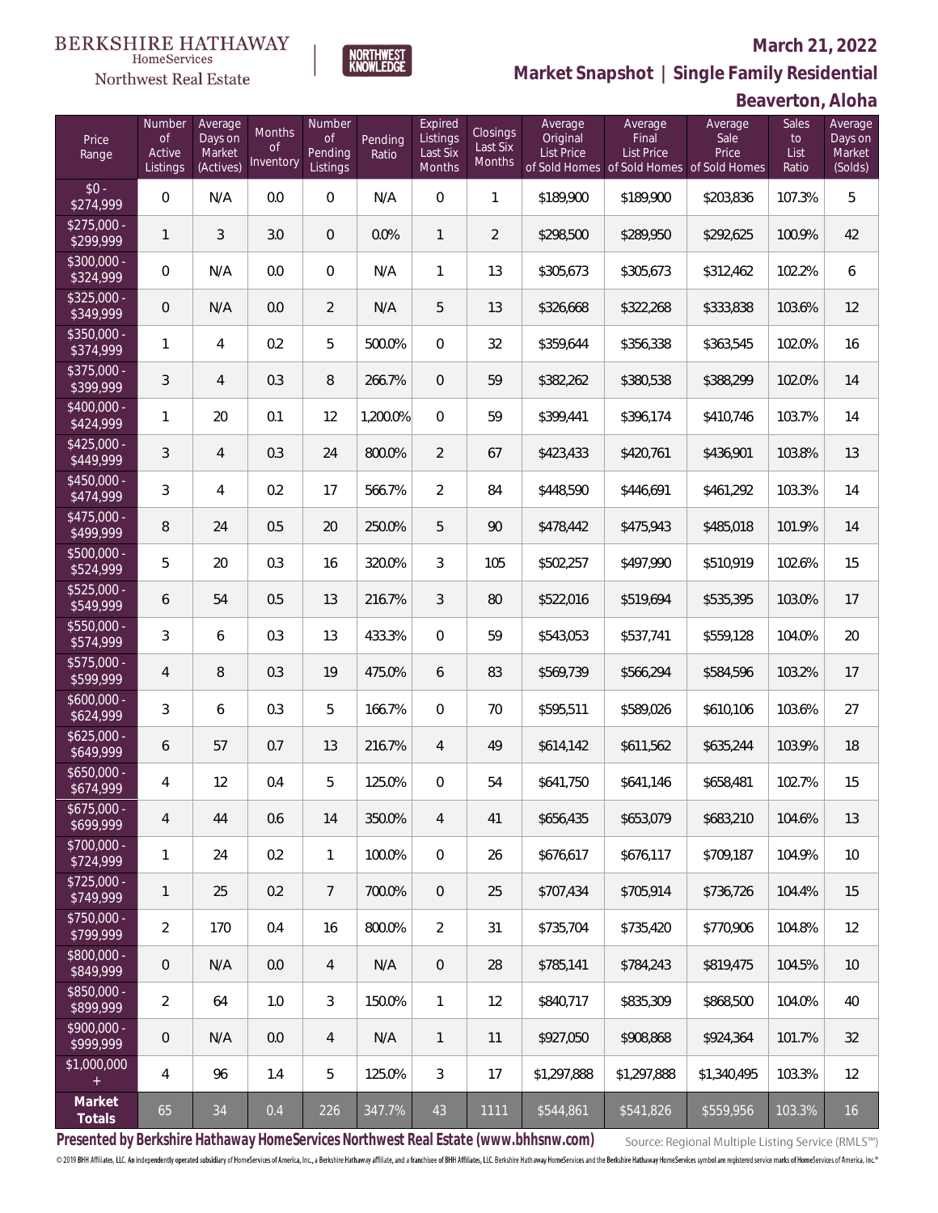BERKSHIRE HATHAWAY HomeServices Northwest Real Estate

NORTHWEST KNOWLEDGE

## March 21, 2022

## Market Snapshot | Single Family Residential

## Beaverton, Aloha

| Price Range | Number of Active Listings | Average Days on Market (Actives) | Months of Inventory | Number of Pending Listings | Pending Ratio | Expired Listings Last Six Months | Closings Last Six Months | Average Original List Price of Sold Homes | Average Final List Price of Sold Homes | Average Sale Price of Sold Homes | Sales to List Ratio | Average Days on Market (Solds) |
|---|---|---|---|---|---|---|---|---|---|---|---|---|
| $0 - $274,999 | 0 | N/A | 0.0 | 0 | N/A | 0 | 1 | $189,900 | $189,900 | $203,836 | 107.3% | 5 |
| $275,000 - $299,999 | 1 | 3 | 3.0 | 0 | 0.0% | 1 | 2 | $298,500 | $289,950 | $292,625 | 100.9% | 42 |
| $300,000 - $324,999 | 0 | N/A | 0.0 | 0 | N/A | 1 | 13 | $305,673 | $305,673 | $312,462 | 102.2% | 6 |
| $325,000 - $349,999 | 0 | N/A | 0.0 | 2 | N/A | 5 | 13 | $326,668 | $322,268 | $333,838 | 103.6% | 12 |
| $350,000 - $374,999 | 1 | 4 | 0.2 | 5 | 500.0% | 0 | 32 | $359,644 | $356,338 | $363,545 | 102.0% | 16 |
| $375,000 - $399,999 | 3 | 4 | 0.3 | 8 | 266.7% | 0 | 59 | $382,262 | $380,538 | $388,299 | 102.0% | 14 |
| $400,000 - $424,999 | 1 | 20 | 0.1 | 12 | 1,200.0% | 0 | 59 | $399,441 | $396,174 | $410,746 | 103.7% | 14 |
| $425,000 - $449,999 | 3 | 4 | 0.3 | 24 | 800.0% | 2 | 67 | $423,433 | $420,761 | $436,901 | 103.8% | 13 |
| $450,000 - $474,999 | 3 | 4 | 0.2 | 17 | 566.7% | 2 | 84 | $448,590 | $446,691 | $461,292 | 103.3% | 14 |
| $475,000 - $499,999 | 8 | 24 | 0.5 | 20 | 250.0% | 5 | 90 | $478,442 | $475,943 | $485,018 | 101.9% | 14 |
| $500,000 - $524,999 | 5 | 20 | 0.3 | 16 | 320.0% | 3 | 105 | $502,257 | $497,990 | $510,919 | 102.6% | 15 |
| $525,000 - $549,999 | 6 | 54 | 0.5 | 13 | 216.7% | 3 | 80 | $522,016 | $519,694 | $535,395 | 103.0% | 17 |
| $550,000 - $574,999 | 3 | 6 | 0.3 | 13 | 433.3% | 0 | 59 | $543,053 | $537,741 | $559,128 | 104.0% | 20 |
| $575,000 - $599,999 | 4 | 8 | 0.3 | 19 | 475.0% | 6 | 83 | $569,739 | $566,294 | $584,596 | 103.2% | 17 |
| $600,000 - $624,999 | 3 | 6 | 0.3 | 5 | 166.7% | 0 | 70 | $595,511 | $589,026 | $610,106 | 103.6% | 27 |
| $625,000 - $649,999 | 6 | 57 | 0.7 | 13 | 216.7% | 4 | 49 | $614,142 | $611,562 | $635,244 | 103.9% | 18 |
| $650,000 - $674,999 | 4 | 12 | 0.4 | 5 | 125.0% | 0 | 54 | $641,750 | $641,146 | $658,481 | 102.7% | 15 |
| $675,000 - $699,999 | 4 | 44 | 0.6 | 14 | 350.0% | 4 | 41 | $656,435 | $653,079 | $683,210 | 104.6% | 13 |
| $700,000 - $724,999 | 1 | 24 | 0.2 | 1 | 100.0% | 0 | 26 | $676,617 | $676,117 | $709,187 | 104.9% | 10 |
| $725,000 - $749,999 | 1 | 25 | 0.2 | 7 | 700.0% | 0 | 25 | $707,434 | $705,914 | $736,726 | 104.4% | 15 |
| $750,000 - $799,999 | 2 | 170 | 0.4 | 16 | 800.0% | 2 | 31 | $735,704 | $735,420 | $770,906 | 104.8% | 12 |
| $800,000 - $849,999 | 0 | N/A | 0.0 | 4 | N/A | 0 | 28 | $785,141 | $784,243 | $819,475 | 104.5% | 10 |
| $850,000 - $899,999 | 2 | 64 | 1.0 | 3 | 150.0% | 1 | 12 | $840,717 | $835,309 | $868,500 | 104.0% | 40 |
| $900,000 - $999,999 | 0 | N/A | 0.0 | 4 | N/A | 1 | 11 | $927,050 | $908,868 | $924,364 | 101.7% | 32 |
| $1,000,000 + | 4 | 96 | 1.4 | 5 | 125.0% | 3 | 17 | $1,297,888 | $1,297,888 | $1,340,495 | 103.3% | 12 |
| **Market Totals** | 65 | 34 | 0.4 | 226 | 347.7% | 43 | 1111 | $544,861 | $541,826 | $559,956 | 103.3% | 16 |

**Presented by Berkshire Hathaway HomeServices Northwest Real Estate (www.bhhsnw.com)**

Source: Regional Multiple Listing Service (RMLS™)

© 2019 BHH Affiliates, LLC. An independently operated subsidiary of HomeServices of America, Inc., a Berkshire Hathaway affiliate, and a franchisee of BHH Affiliates, LLC. Berkshire Hathaway HomeServices and the Berkshire Hathaway HomeServices symbol are registered service marks of HomeServices of America, Inc.®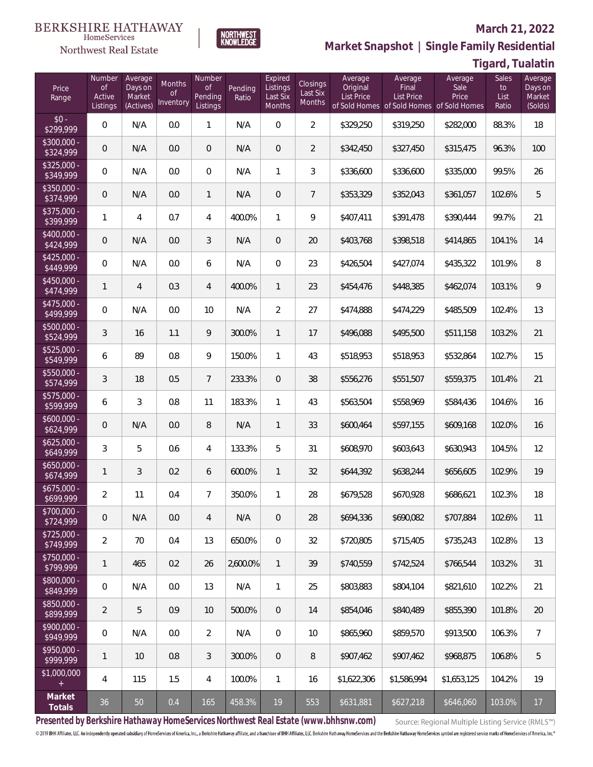BERKSHIRE HATHAWAY HomeServices Northwest Real Estate

NORTHWEST KNOWLEDGE

## March 21, 2022

## Market Snapshot | Single Family Residential

## Tigard, Tualatin

| Price Range | Number of Active Listings | Average Days on Market (Actives) | Months of Inventory | Number of Pending Listings | Pending Ratio | Expired Listings Last Six Months | Closings Last Six Months | Average Original List Price of Sold Homes | Average Final List Price of Sold Homes | Average Sale Price of Sold Homes | Sales to List Ratio | Average Days on Market (Solds) |
|---|---|---|---|---|---|---|---|---|---|---|---|---|
| $0 - $299,999 | 0 | N/A | 0.0 | 1 | N/A | 0 | 2 | $329,250 | $319,250 | $282,000 | 88.3% | 18 |
| $300,000 - $324,999 | 0 | N/A | 0.0 | 0 | N/A | 0 | 2 | $342,450 | $327,450 | $315,475 | 96.3% | 100 |
| $325,000 - $349,999 | 0 | N/A | 0.0 | 0 | N/A | 1 | 3 | $336,600 | $336,600 | $335,000 | 99.5% | 26 |
| $350,000 - $374,999 | 0 | N/A | 0.0 | 1 | N/A | 0 | 7 | $353,329 | $352,043 | $361,057 | 102.6% | 5 |
| $375,000 - $399,999 | 1 | 4 | 0.7 | 4 | 400.0% | 1 | 9 | $407,411 | $391,478 | $390,444 | 99.7% | 21 |
| $400,000 - $424,999 | 0 | N/A | 0.0 | 3 | N/A | 0 | 20 | $403,768 | $398,518 | $414,865 | 104.1% | 14 |
| $425,000 - $449,999 | 0 | N/A | 0.0 | 6 | N/A | 0 | 23 | $426,504 | $427,074 | $435,322 | 101.9% | 8 |
| $450,000 - $474,999 | 1 | 4 | 0.3 | 4 | 400.0% | 1 | 23 | $454,476 | $448,385 | $462,074 | 103.1% | 9 |
| $475,000 - $499,999 | 0 | N/A | 0.0 | 10 | N/A | 2 | 27 | $474,888 | $474,229 | $485,509 | 102.4% | 13 |
| $500,000 - $524,999 | 3 | 16 | 1.1 | 9 | 300.0% | 1 | 17 | $496,088 | $495,500 | $511,158 | 103.2% | 21 |
| $525,000 - $549,999 | 6 | 89 | 0.8 | 9 | 150.0% | 1 | 43 | $518,953 | $518,953 | $532,864 | 102.7% | 15 |
| $550,000 - $574,999 | 3 | 18 | 0.5 | 7 | 233.3% | 0 | 38 | $556,276 | $551,507 | $559,375 | 101.4% | 21 |
| $575,000 - $599,999 | 6 | 3 | 0.8 | 11 | 183.3% | 1 | 43 | $563,504 | $558,969 | $584,436 | 104.6% | 16 |
| $600,000 - $624,999 | 0 | N/A | 0.0 | 8 | N/A | 1 | 33 | $600,464 | $597,155 | $609,168 | 102.0% | 16 |
| $625,000 - $649,999 | 3 | 5 | 0.6 | 4 | 133.3% | 5 | 31 | $608,970 | $603,643 | $630,943 | 104.5% | 12 |
| $650,000 - $674,999 | 1 | 3 | 0.2 | 6 | 600.0% | 1 | 32 | $644,392 | $638,244 | $656,605 | 102.9% | 19 |
| $675,000 - $699,999 | 2 | 11 | 0.4 | 7 | 350.0% | 1 | 28 | $679,528 | $670,928 | $686,621 | 102.3% | 18 |
| $700,000 - $724,999 | 0 | N/A | 0.0 | 4 | N/A | 0 | 28 | $694,336 | $690,082 | $707,884 | 102.6% | 11 |
| $725,000 - $749,999 | 2 | 70 | 0.4 | 13 | 650.0% | 0 | 32 | $720,805 | $715,405 | $735,243 | 102.8% | 13 |
| $750,000 - $799,999 | 1 | 465 | 0.2 | 26 | 2,600.0% | 1 | 39 | $740,559 | $742,524 | $766,544 | 103.2% | 31 |
| $800,000 - $849,999 | 0 | N/A | 0.0 | 13 | N/A | 1 | 25 | $803,883 | $804,104 | $821,610 | 102.2% | 21 |
| $850,000 - $899,999 | 2 | 5 | 0.9 | 10 | 500.0% | 0 | 14 | $854,046 | $840,489 | $855,390 | 101.8% | 20 |
| $900,000 - $949,999 | 0 | N/A | 0.0 | 2 | N/A | 0 | 10 | $865,960 | $859,570 | $913,500 | 106.3% | 7 |
| $950,000 - $999,999 | 1 | 10 | 0.8 | 3 | 300.0% | 0 | 8 | $907,462 | $907,462 | $968,875 | 106.8% | 5 |
| $1,000,000 + | 4 | 115 | 1.5 | 4 | 100.0% | 1 | 16 | $1,622,306 | $1,586,994 | $1,653,125 | 104.2% | 19 |
| **Market Totals** | 36 | 50 | 0.4 | 165 | 458.3% | 19 | 553 | $631,881 | $627,218 | $646,060 | 103.0% | 17 |

**Presented by Berkshire Hathaway HomeServices Northwest Real Estate (www.bhhsnw.com)**

Source: Regional Multiple Listing Service (RMLS™)

© 2019 BHH Affiliates, LLC. An independently operated subsidiary of HomeServices of America, Inc., a Berkshire Hathaway affiliate, and a franchisee of BHH Affiliates, LLC. Berkshire Hathaway HomeServices and the Berkshire Hathaway HomeServices symbol are registered service marks of HomeServices of America, Inc.®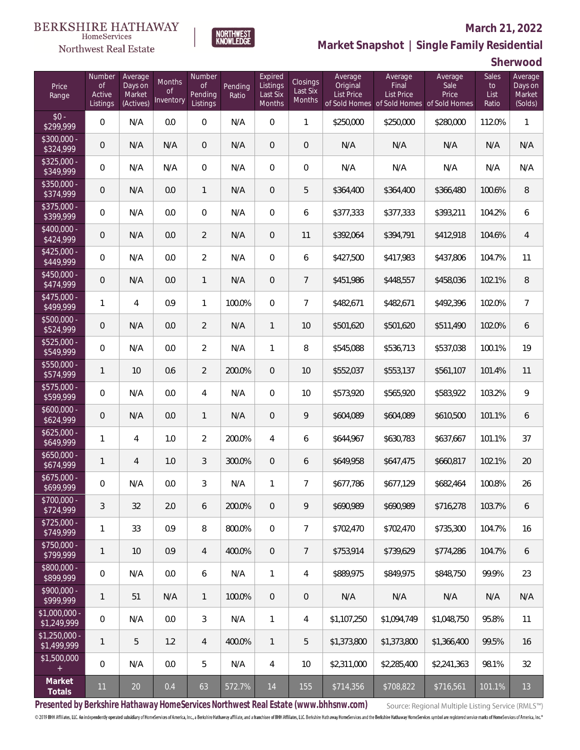BERKSHIRE HATHAWAY HomeServices Northwest Real Estate

NORTHWEST KNOWLEDGE

## March 21, 2022

## Market Snapshot | Single Family Residential

## Sherwood

| Price Range | Number of Active Listings | Average Days on Market (Actives) | Months of Inventory | Number of Pending Listings | Pending Ratio | Expired Listings Last Six Months | Closings Last Six Months | Average Original List Price of Sold Homes | Average Final List Price of Sold Homes | Average Sale Price of Sold Homes | Sales to List Ratio | Average Days on Market (Solds) |
|---|---|---|---|---|---|---|---|---|---|---|---|---|
| $0 - $299,999 | 0 | N/A | 0.0 | 0 | N/A | 0 | 1 | $250,000 | $250,000 | $280,000 | 112.0% | 1 |
| $300,000 - $324,999 | 0 | N/A | N/A | 0 | N/A | 0 | 0 | N/A | N/A | N/A | N/A | N/A |
| $325,000 - $349,999 | 0 | N/A | N/A | 0 | N/A | 0 | 0 | N/A | N/A | N/A | N/A | N/A |
| $350,000 - $374,999 | 0 | N/A | 0.0 | 1 | N/A | 0 | 5 | $364,400 | $364,400 | $366,480 | 100.6% | 8 |
| $375,000 - $399,999 | 0 | N/A | 0.0 | 0 | N/A | 0 | 6 | $377,333 | $377,333 | $393,211 | 104.2% | 6 |
| $400,000 - $424,999 | 0 | N/A | 0.0 | 2 | N/A | 0 | 11 | $392,064 | $394,791 | $412,918 | 104.6% | 4 |
| $425,000 - $449,999 | 0 | N/A | 0.0 | 2 | N/A | 0 | 6 | $427,500 | $417,983 | $437,806 | 104.7% | 11 |
| $450,000 - $474,999 | 0 | N/A | 0.0 | 1 | N/A | 0 | 7 | $451,986 | $448,557 | $458,036 | 102.1% | 8 |
| $475,000 - $499,999 | 1 | 4 | 0.9 | 1 | 100.0% | 0 | 7 | $482,671 | $482,671 | $492,396 | 102.0% | 7 |
| $500,000 - $524,999 | 0 | N/A | 0.0 | 2 | N/A | 1 | 10 | $501,620 | $501,620 | $511,490 | 102.0% | 6 |
| $525,000 - $549,999 | 0 | N/A | 0.0 | 2 | N/A | 1 | 8 | $545,088 | $536,713 | $537,038 | 100.1% | 19 |
| $550,000 - $574,999 | 1 | 10 | 0.6 | 2 | 200.0% | 0 | 10 | $552,037 | $553,137 | $561,107 | 101.4% | 11 |
| $575,000 - $599,999 | 0 | N/A | 0.0 | 4 | N/A | 0 | 10 | $573,920 | $565,920 | $583,922 | 103.2% | 9 |
| $600,000 - $624,999 | 0 | N/A | 0.0 | 1 | N/A | 0 | 9 | $604,089 | $604,089 | $610,500 | 101.1% | 6 |
| $625,000 - $649,999 | 1 | 4 | 1.0 | 2 | 200.0% | 4 | 6 | $644,967 | $630,783 | $637,667 | 101.1% | 37 |
| $650,000 - $674,999 | 1 | 4 | 1.0 | 3 | 300.0% | 0 | 6 | $649,958 | $647,475 | $660,817 | 102.1% | 20 |
| $675,000 - $699,999 | 0 | N/A | 0.0 | 3 | N/A | 1 | 7 | $677,786 | $677,129 | $682,464 | 100.8% | 26 |
| $700,000 - $724,999 | 3 | 32 | 2.0 | 6 | 200.0% | 0 | 9 | $690,989 | $690,989 | $716,278 | 103.7% | 6 |
| $725,000 - $749,999 | 1 | 33 | 0.9 | 8 | 800.0% | 0 | 7 | $702,470 | $702,470 | $735,300 | 104.7% | 16 |
| $750,000 - $799,999 | 1 | 10 | 0.9 | 4 | 400.0% | 0 | 7 | $753,914 | $739,629 | $774,286 | 104.7% | 6 |
| $800,000 - $899,999 | 0 | N/A | 0.0 | 6 | N/A | 1 | 4 | $889,975 | $849,975 | $848,750 | 99.9% | 23 |
| $900,000 - $999,999 | 1 | 51 | N/A | 1 | 100.0% | 0 | 0 | N/A | N/A | N/A | N/A | N/A |
| $1,000,000 - $1,249,999 | 0 | N/A | 0.0 | 3 | N/A | 1 | 4 | $1,107,250 | $1,094,749 | $1,048,750 | 95.8% | 11 |
| $1,250,000 - $1,499,999 | 1 | 5 | 1.2 | 4 | 400.0% | 1 | 5 | $1,373,800 | $1,373,800 | $1,366,400 | 99.5% | 16 |
| $1,500,000 + | 0 | N/A | 0.0 | 5 | N/A | 4 | 10 | $2,311,000 | $2,285,400 | $2,241,363 | 98.1% | 32 |
| **Market Totals** | 11 | 20 | 0.4 | 63 | 572.7% | 14 | 155 | $714,356 | $708,822 | $716,561 | 101.1% | 13 |

**Presented by Berkshire Hathaway HomeServices Northwest Real Estate (www.bhhsnw.com)**

Source: Regional Multiple Listing Service (RMLS™)

© 2019 BHH Affiliates, LLC. An independently operated subsidiary of HomeServices of America, Inc., a Berkshire Hathaway affiliate, and a franchisee of BHH Affiliates, LLC. Berkshire Hathaway HomeServices and the Berkshire Hathaway HomeServices symbol are registered service marks of HomeServices of America, Inc.®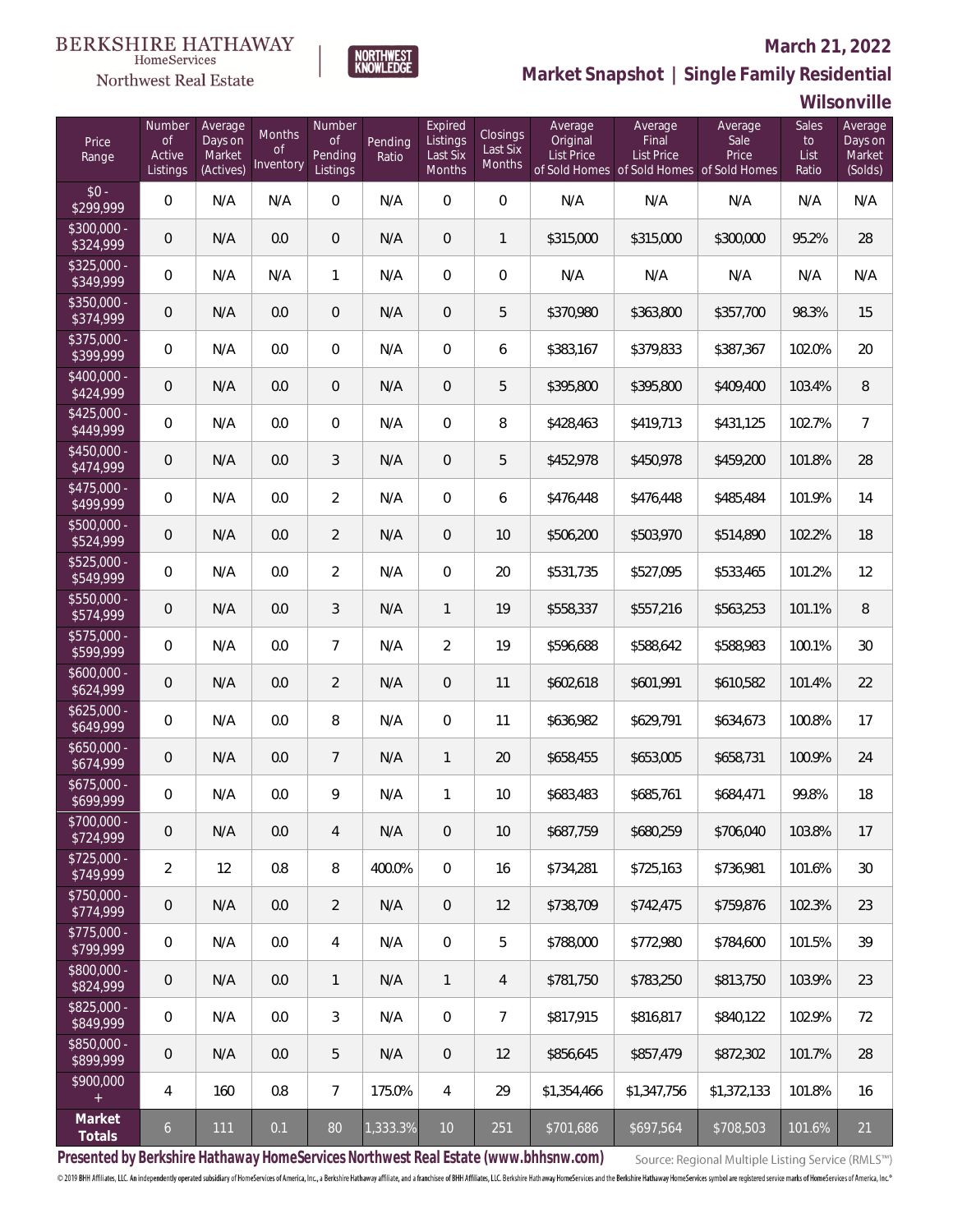BERKSHIRE HATHAWAY HomeServices Northwest Real Estate

NORTHWEST KNOWLEDGE

**March 21, 2022**

## Market Snapshot | Single Family Residential

### Wilsonville

| Price Range | Number of Active Listings | Average Days on Market (Actives) | Months of Inventory | Number of Pending Listings | Pending Ratio | Expired Listings Last Six Months | Closings Last Six Months | Average Original List Price of Sold Homes | Average Final List Price of Sold Homes | Average Sale Price of Sold Homes | Sales to List Ratio | Average Days on Market (Solds) |
|---|---|---|---|---|---|---|---|---|---|---|---|---|
| $0 - $299,999 | 0 | N/A | N/A | 0 | N/A | 0 | 0 | N/A | N/A | N/A | N/A | N/A |
| $300,000 - $324,999 | 0 | N/A | 0.0 | 0 | N/A | 0 | 1 | $315,000 | $315,000 | $300,000 | 95.2% | 28 |
| $325,000 - $349,999 | 0 | N/A | N/A | 1 | N/A | 0 | 0 | N/A | N/A | N/A | N/A | N/A |
| $350,000 - $374,999 | 0 | N/A | 0.0 | 0 | N/A | 0 | 5 | $370,980 | $363,800 | $357,700 | 98.3% | 15 |
| $375,000 - $399,999 | 0 | N/A | 0.0 | 0 | N/A | 0 | 6 | $383,167 | $379,833 | $387,367 | 102.0% | 20 |
| $400,000 - $424,999 | 0 | N/A | 0.0 | 0 | N/A | 0 | 5 | $395,800 | $395,800 | $409,400 | 103.4% | 8 |
| $425,000 - $449,999 | 0 | N/A | 0.0 | 0 | N/A | 0 | 8 | $428,463 | $419,713 | $431,125 | 102.7% | 7 |
| $450,000 - $474,999 | 0 | N/A | 0.0 | 3 | N/A | 0 | 5 | $452,978 | $450,978 | $459,200 | 101.8% | 28 |
| $475,000 - $499,999 | 0 | N/A | 0.0 | 2 | N/A | 0 | 6 | $476,448 | $476,448 | $485,484 | 101.9% | 14 |
| $500,000 - $524,999 | 0 | N/A | 0.0 | 2 | N/A | 0 | 10 | $506,200 | $503,970 | $514,890 | 102.2% | 18 |
| $525,000 - $549,999 | 0 | N/A | 0.0 | 2 | N/A | 0 | 20 | $531,735 | $527,095 | $533,465 | 101.2% | 12 |
| $550,000 - $574,999 | 0 | N/A | 0.0 | 3 | N/A | 1 | 19 | $558,337 | $557,216 | $563,253 | 101.1% | 8 |
| $575,000 - $599,999 | 0 | N/A | 0.0 | 7 | N/A | 2 | 19 | $596,688 | $588,642 | $588,983 | 100.1% | 30 |
| $600,000 - $624,999 | 0 | N/A | 0.0 | 2 | N/A | 0 | 11 | $602,618 | $601,991 | $610,582 | 101.4% | 22 |
| $625,000 - $649,999 | 0 | N/A | 0.0 | 8 | N/A | 0 | 11 | $636,982 | $629,791 | $634,673 | 100.8% | 17 |
| $650,000 - $674,999 | 0 | N/A | 0.0 | 7 | N/A | 1 | 20 | $658,455 | $653,005 | $658,731 | 100.9% | 24 |
| $675,000 - $699,999 | 0 | N/A | 0.0 | 9 | N/A | 1 | 10 | $683,483 | $685,761 | $684,471 | 99.8% | 18 |
| $700,000 - $724,999 | 0 | N/A | 0.0 | 4 | N/A | 0 | 10 | $687,759 | $680,259 | $706,040 | 103.8% | 17 |
| $725,000 - $749,999 | 2 | 12 | 0.8 | 8 | 400.0% | 0 | 16 | $734,281 | $725,163 | $736,981 | 101.6% | 30 |
| $750,000 - $774,999 | 0 | N/A | 0.0 | 2 | N/A | 0 | 12 | $738,709 | $742,475 | $759,876 | 102.3% | 23 |
| $775,000 - $799,999 | 0 | N/A | 0.0 | 4 | N/A | 0 | 5 | $788,000 | $772,980 | $784,600 | 101.5% | 39 |
| $800,000 - $824,999 | 0 | N/A | 0.0 | 1 | N/A | 1 | 4 | $781,750 | $783,250 | $813,750 | 103.9% | 23 |
| $825,000 - $849,999 | 0 | N/A | 0.0 | 3 | N/A | 0 | 7 | $817,915 | $816,817 | $840,122 | 102.9% | 72 |
| $850,000 - $899,999 | 0 | N/A | 0.0 | 5 | N/A | 0 | 12 | $856,645 | $857,479 | $872,302 | 101.7% | 28 |
| $900,000 + | 4 | 160 | 0.8 | 7 | 175.0% | 4 | 29 | $1,354,466 | $1,347,756 | $1,372,133 | 101.8% | 16 |
| **Market Totals** | 6 | 111 | 0.1 | 80 | 1,333.3% | 10 | 251 | $701,686 | $697,564 | $708,503 | 101.6% | 21 |

**Presented by Berkshire Hathaway HomeServices Northwest Real Estate (www.bhhsnw.com)**

Source: Regional Multiple Listing Service (RMLS™)

© 2019 BHH Affiliates, LLC. An independently operated subsidiary of HomeServices of America, Inc., a Berkshire Hathaway affiliate, and a franchisee of BHH Affiliates, LLC. Berkshire Hathaway HomeServices and the Berkshire Hathaway HomeServices symbol are registered service marks of HomeServices of America, Inc.®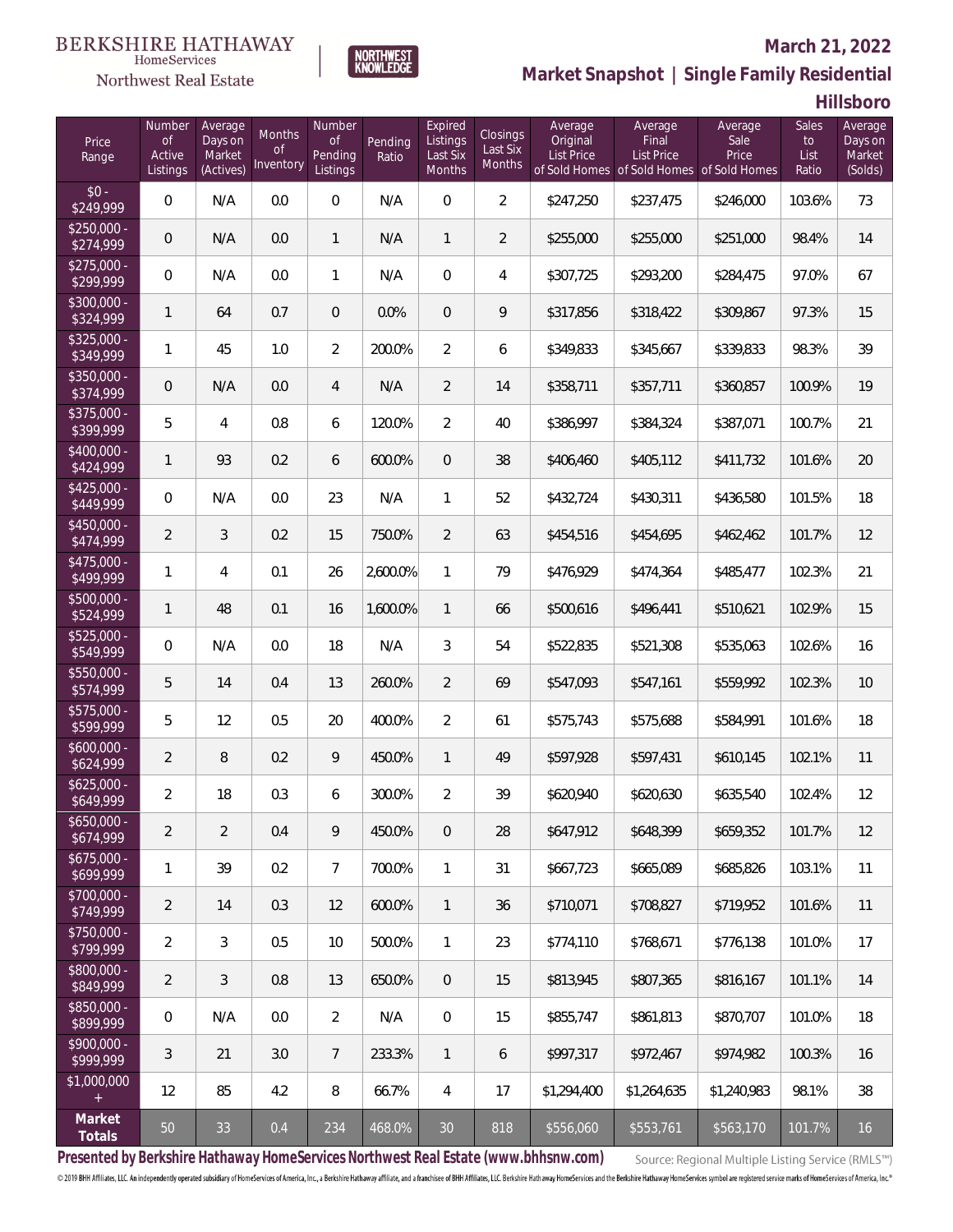BERKSHIRE HATHAWAY HomeServices

Northwest Real Estate

NORTHWEST KNOWLEDGE

**March 21, 2022**

**Market Snapshot | Single Family Residential**

**Hillsboro**

| Price Range | Number of Active Listings | Average Days on Market (Actives) | Months of Inventory | Number of Pending Listings | Pending Ratio | Expired Listings Last Six Months | Closings Last Six Months | Average Original List Price of Sold Homes | Average Final List Price of Sold Homes | Average Sale Price of Sold Homes | Sales to List Ratio | Average Days on Market (Solds) |
|---|---|---|---|---|---|---|---|---|---|---|---|---|
| $0 - $249,999 | 0 | N/A | 0.0 | 0 | N/A | 0 | 2 | $247,250 | $237,475 | $246,000 | 103.6% | 73 |
| $250,000 - $274,999 | 0 | N/A | 0.0 | 1 | N/A | 1 | 2 | $255,000 | $255,000 | $251,000 | 98.4% | 14 |
| $275,000 - $299,999 | 0 | N/A | 0.0 | 1 | N/A | 0 | 4 | $307,725 | $293,200 | $284,475 | 97.0% | 67 |
| $300,000 - $324,999 | 1 | 64 | 0.7 | 0 | 0.0% | 0 | 9 | $317,856 | $318,422 | $309,867 | 97.3% | 15 |
| $325,000 - $349,999 | 1 | 45 | 1.0 | 2 | 200.0% | 2 | 6 | $349,833 | $345,667 | $339,833 | 98.3% | 39 |
| $350,000 - $374,999 | 0 | N/A | 0.0 | 4 | N/A | 2 | 14 | $358,711 | $357,711 | $360,857 | 100.9% | 19 |
| $375,000 - $399,999 | 5 | 4 | 0.8 | 6 | 120.0% | 2 | 40 | $386,997 | $384,324 | $387,071 | 100.7% | 21 |
| $400,000 - $424,999 | 1 | 93 | 0.2 | 6 | 600.0% | 0 | 38 | $406,460 | $405,112 | $411,732 | 101.6% | 20 |
| $425,000 - $449,999 | 0 | N/A | 0.0 | 23 | N/A | 1 | 52 | $432,724 | $430,311 | $436,580 | 101.5% | 18 |
| $450,000 - $474,999 | 2 | 3 | 0.2 | 15 | 750.0% | 2 | 63 | $454,516 | $454,695 | $462,462 | 101.7% | 12 |
| $475,000 - $499,999 | 1 | 4 | 0.1 | 26 | 2,600.0% | 1 | 79 | $476,929 | $474,364 | $485,477 | 102.3% | 21 |
| $500,000 - $524,999 | 1 | 48 | 0.1 | 16 | 1,600.0% | 1 | 66 | $500,616 | $496,441 | $510,621 | 102.9% | 15 |
| $525,000 - $549,999 | 0 | N/A | 0.0 | 18 | N/A | 3 | 54 | $522,835 | $521,308 | $535,063 | 102.6% | 16 |
| $550,000 - $574,999 | 5 | 14 | 0.4 | 13 | 260.0% | 2 | 69 | $547,093 | $547,161 | $559,992 | 102.3% | 10 |
| $575,000 - $599,999 | 5 | 12 | 0.5 | 20 | 400.0% | 2 | 61 | $575,743 | $575,688 | $584,991 | 101.6% | 18 |
| $600,000 - $624,999 | 2 | 8 | 0.2 | 9 | 450.0% | 1 | 49 | $597,928 | $597,431 | $610,145 | 102.1% | 11 |
| $625,000 - $649,999 | 2 | 18 | 0.3 | 6 | 300.0% | 2 | 39 | $620,940 | $620,630 | $635,540 | 102.4% | 12 |
| $650,000 - $674,999 | 2 | 2 | 0.4 | 9 | 450.0% | 0 | 28 | $647,912 | $648,399 | $659,352 | 101.7% | 12 |
| $675,000 - $699,999 | 1 | 39 | 0.2 | 7 | 700.0% | 1 | 31 | $667,723 | $665,089 | $685,826 | 103.1% | 11 |
| $700,000 - $749,999 | 2 | 14 | 0.3 | 12 | 600.0% | 1 | 36 | $710,071 | $708,827 | $719,952 | 101.6% | 11 |
| $750,000 - $799,999 | 2 | 3 | 0.5 | 10 | 500.0% | 1 | 23 | $774,110 | $768,671 | $776,138 | 101.0% | 17 |
| $800,000 - $849,999 | 2 | 3 | 0.8 | 13 | 650.0% | 0 | 15 | $813,945 | $807,365 | $816,167 | 101.1% | 14 |
| $850,000 - $899,999 | 0 | N/A | 0.0 | 2 | N/A | 0 | 15 | $855,747 | $861,813 | $870,707 | 101.0% | 18 |
| $900,000 - $999,999 | 3 | 21 | 3.0 | 7 | 233.3% | 1 | 6 | $997,317 | $972,467 | $974,982 | 100.3% | 16 |
| $1,000,000 + | 12 | 85 | 4.2 | 8 | 66.7% | 4 | 17 | $1,294,400 | $1,264,635 | $1,240,983 | 98.1% | 38 |
| **Market Totals** | 50 | 33 | 0.4 | 234 | 468.0% | 30 | 818 | $556,060 | $553,761 | $563,170 | 101.7% | 16 |

**Presented by Berkshire Hathaway HomeServices Northwest Real Estate (www.bhhsnw.com)**

Source: Regional Multiple Listing Service (RMLS™)

© 2019 BHH Affiliates, LLC. An independently operated subsidiary of HomeServices of America, Inc., a Berkshire Hathaway affiliate, and a franchisee of BHH Affiliates, LLC. Berkshire Hathaway HomeServices and the Berkshire Hathaway HomeServices symbol are registered service marks of HomeServices of America, Inc.®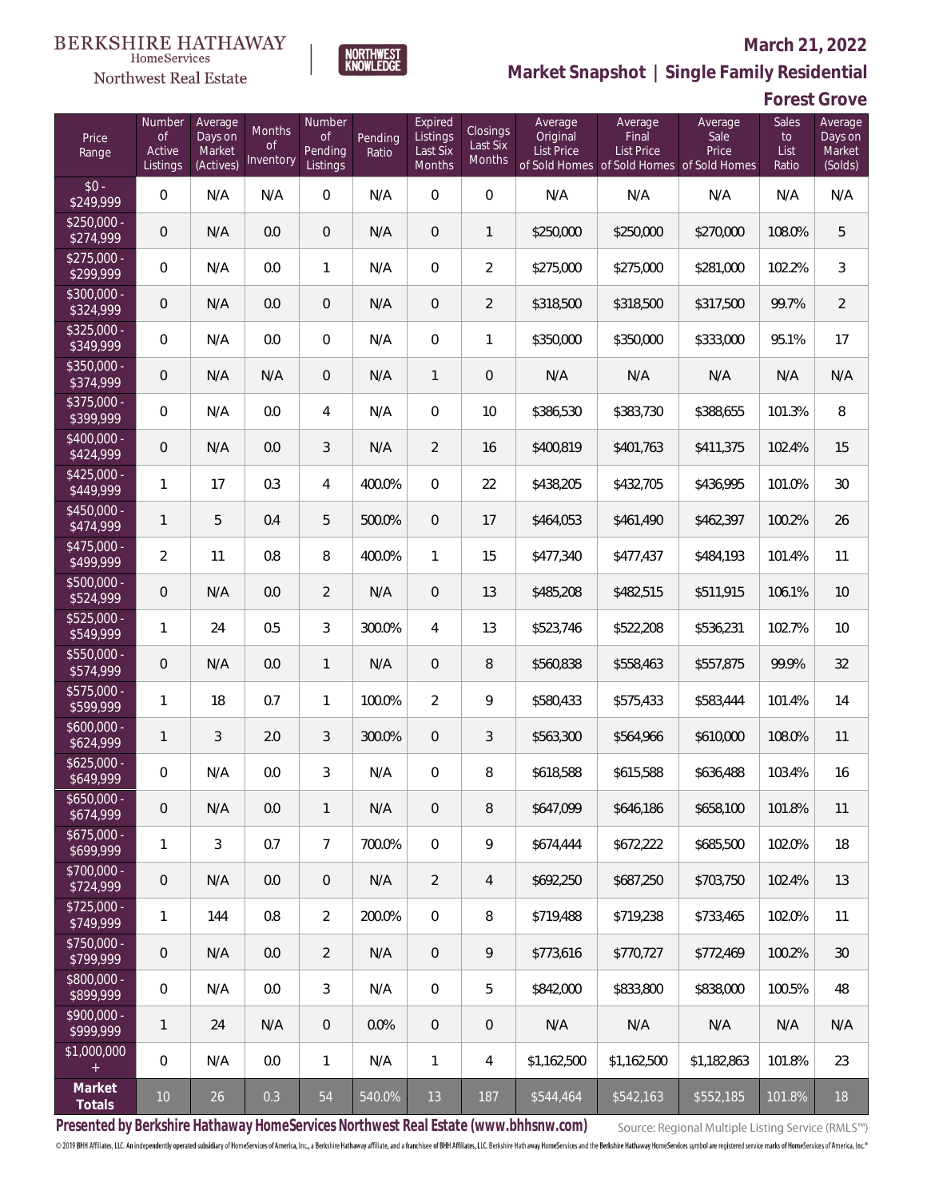BERKSHIRE HATHAWAY HomeServices Northwest Real Estate

NORTHWEST KNOWLEDGE

**March 21, 2022**

## Market Snapshot | Single Family Residential

### Forest Grove

| Price Range | Number of Active Listings | Average Days on Market (Actives) | Months of Inventory | Number of Pending Listings | Pending Ratio | Expired Listings Last Six Months | Closings Last Six Months | Average Original List Price of Sold Homes | Average Final List Price of Sold Homes | Average Sale Price of Sold Homes | Sales to List Ratio | Average Days on Market (Solds) |
|---|---|---|---|---|---|---|---|---|---|---|---|---|
| $0 - $249,999 | 0 | N/A | N/A | 0 | N/A | 0 | 0 | N/A | N/A | N/A | N/A | N/A |
| $250,000 - $274,999 | 0 | N/A | 0.0 | 0 | N/A | 0 | 1 | $250,000 | $250,000 | $270,000 | 108.0% | 5 |
| $275,000 - $299,999 | 0 | N/A | 0.0 | 1 | N/A | 0 | 2 | $275,000 | $275,000 | $281,000 | 102.2% | 3 |
| $300,000 - $324,999 | 0 | N/A | 0.0 | 0 | N/A | 0 | 2 | $318,500 | $318,500 | $317,500 | 99.7% | 2 |
| $325,000 - $349,999 | 0 | N/A | 0.0 | 0 | N/A | 0 | 1 | $350,000 | $350,000 | $333,000 | 95.1% | 17 |
| $350,000 - $374,999 | 0 | N/A | N/A | 0 | N/A | 1 | 0 | N/A | N/A | N/A | N/A | N/A |
| $375,000 - $399,999 | 0 | N/A | 0.0 | 4 | N/A | 0 | 10 | $386,530 | $383,730 | $388,655 | 101.3% | 8 |
| $400,000 - $424,999 | 0 | N/A | 0.0 | 3 | N/A | 2 | 16 | $400,819 | $401,763 | $411,375 | 102.4% | 15 |
| $425,000 - $449,999 | 1 | 17 | 0.3 | 4 | 400.0% | 0 | 22 | $438,205 | $432,705 | $436,995 | 101.0% | 30 |
| $450,000 - $474,999 | 1 | 5 | 0.4 | 5 | 500.0% | 0 | 17 | $464,053 | $461,490 | $462,397 | 100.2% | 26 |
| $475,000 - $499,999 | 2 | 11 | 0.8 | 8 | 400.0% | 1 | 15 | $477,340 | $477,437 | $484,193 | 101.4% | 11 |
| $500,000 - $524,999 | 0 | N/A | 0.0 | 2 | N/A | 0 | 13 | $485,208 | $482,515 | $511,915 | 106.1% | 10 |
| $525,000 - $549,999 | 1 | 24 | 0.5 | 3 | 300.0% | 4 | 13 | $523,746 | $522,208 | $536,231 | 102.7% | 10 |
| $550,000 - $574,999 | 0 | N/A | 0.0 | 1 | N/A | 0 | 8 | $560,838 | $558,463 | $557,875 | 99.9% | 32 |
| $575,000 - $599,999 | 1 | 18 | 0.7 | 1 | 100.0% | 2 | 9 | $580,433 | $575,433 | $583,444 | 101.4% | 14 |
| $600,000 - $624,999 | 1 | 3 | 2.0 | 3 | 300.0% | 0 | 3 | $563,300 | $564,966 | $610,000 | 108.0% | 11 |
| $625,000 - $649,999 | 0 | N/A | 0.0 | 3 | N/A | 0 | 8 | $618,588 | $615,588 | $636,488 | 103.4% | 16 |
| $650,000 - $674,999 | 0 | N/A | 0.0 | 1 | N/A | 0 | 8 | $647,099 | $646,186 | $658,100 | 101.8% | 11 |
| $675,000 - $699,999 | 1 | 3 | 0.7 | 7 | 700.0% | 0 | 9 | $674,444 | $672,222 | $685,500 | 102.0% | 18 |
| $700,000 - $724,999 | 0 | N/A | 0.0 | 0 | N/A | 2 | 4 | $692,250 | $687,250 | $703,750 | 102.4% | 13 |
| $725,000 - $749,999 | 1 | 144 | 0.8 | 2 | 200.0% | 0 | 8 | $719,488 | $719,238 | $733,465 | 102.0% | 11 |
| $750,000 - $799,999 | 0 | N/A | 0.0 | 2 | N/A | 0 | 9 | $773,616 | $770,727 | $772,469 | 100.2% | 30 |
| $800,000 - $899,999 | 0 | N/A | 0.0 | 3 | N/A | 0 | 5 | $842,000 | $833,800 | $838,000 | 100.5% | 48 |
| $900,000 - $999,999 | 1 | 24 | N/A | 0 | 0.0% | 0 | 0 | N/A | N/A | N/A | N/A | N/A |
| $1,000,000 + | 0 | N/A | 0.0 | 1 | N/A | 1 | 4 | $1,162,500 | $1,162,500 | $1,182,863 | 101.8% | 23 |
| **Market Totals** | 10 | 26 | 0.3 | 54 | 540.0% | 13 | 187 | $544,464 | $542,163 | $552,185 | 101.8% | 18 |

**Presented by Berkshire Hathaway HomeServices Northwest Real Estate (www.bhhsnw.com)**

Source: Regional Multiple Listing Service (RMLS™)

© 2019 BHH Affiliates, LLC. An independently operated subsidiary of HomeServices of America, Inc., a Berkshire Hathaway affiliate, and a franchisee of BHH Affiliates, LLC. Berkshire Hathaway HomeServices and the Berkshire Hathaway HomeServices symbol are registered service marks of HomeServices of America, Inc.®